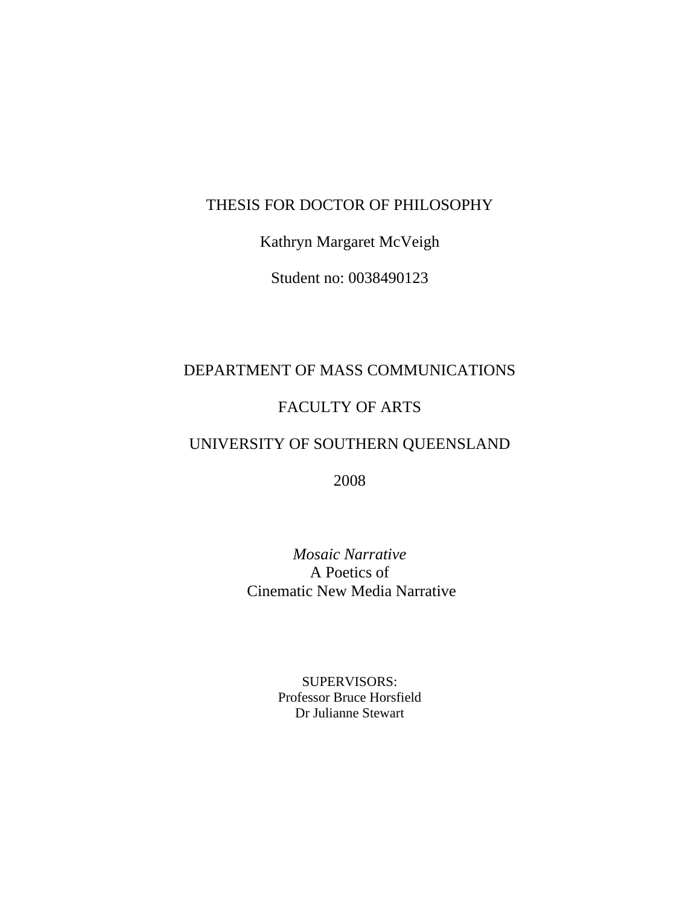THESIS FOR DOCTOR OF PHILOSOPHY

Kathryn Margaret McVeigh

Student no: 0038490123

DEPARTMENT OF MASS COMMUNICATIONS

FACULTY OF ARTS

UNIVERSITY OF SOUTHERN QUEENSLAND

2008

# *Mosaic Narrative*
# A Poetics of Cinematic New Media Narrative

SUPERVISORS:
Professor Bruce Horsfield
Dr Julianne Stewart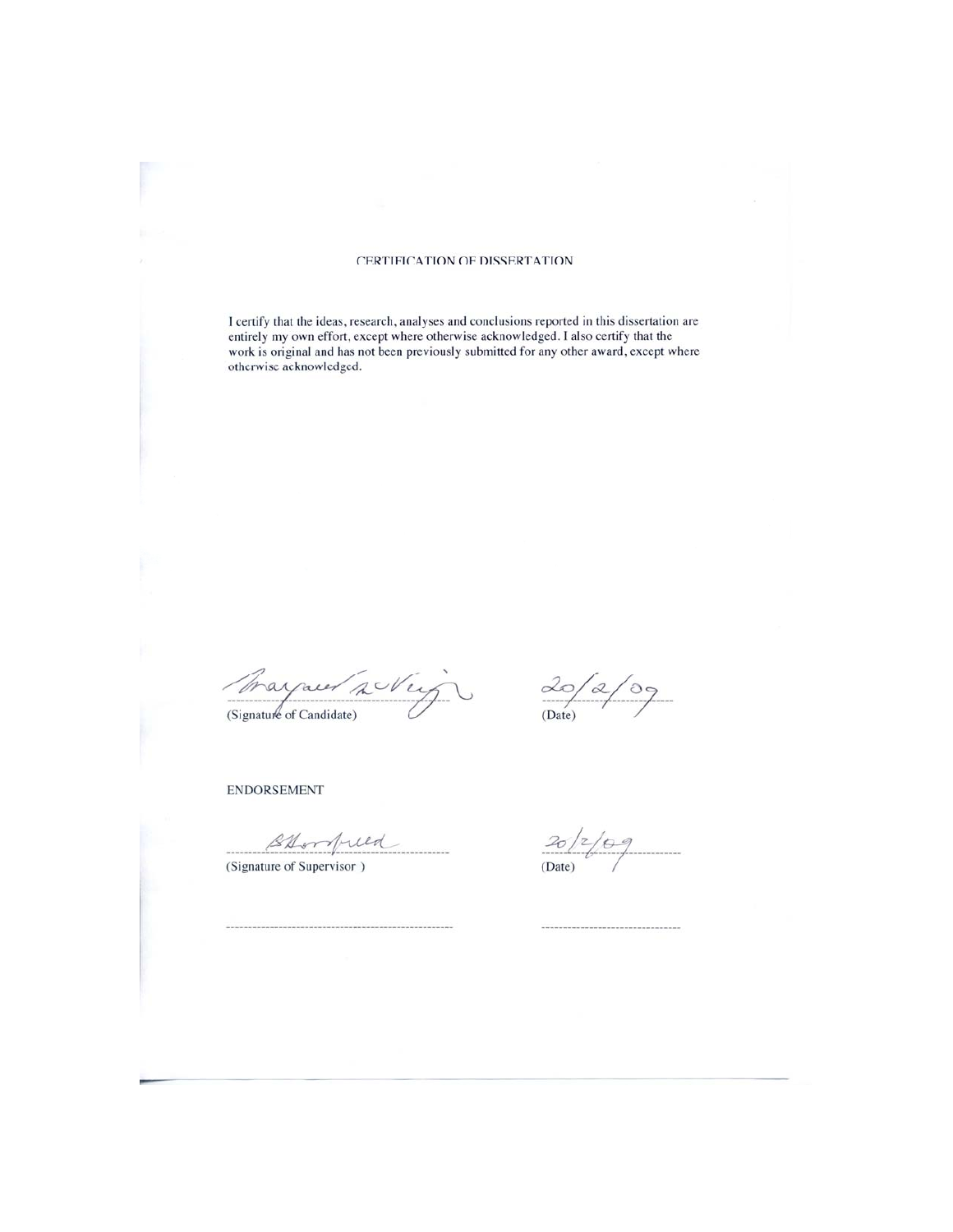# CERTIFICATION OF DISSERTATION

I certify that the ideas, research, analyses and conclusions reported in this dissertation are entirely my own effort, except where otherwise acknowledged. I also certify that the work is original and has not been previously submitted for any other award, except where otherwise acknowledged.

(Signature of Candidate)  20/2/09 (Date)

ENDORSEMENT

(Signature of Supervisor)  20/2/09 (Date)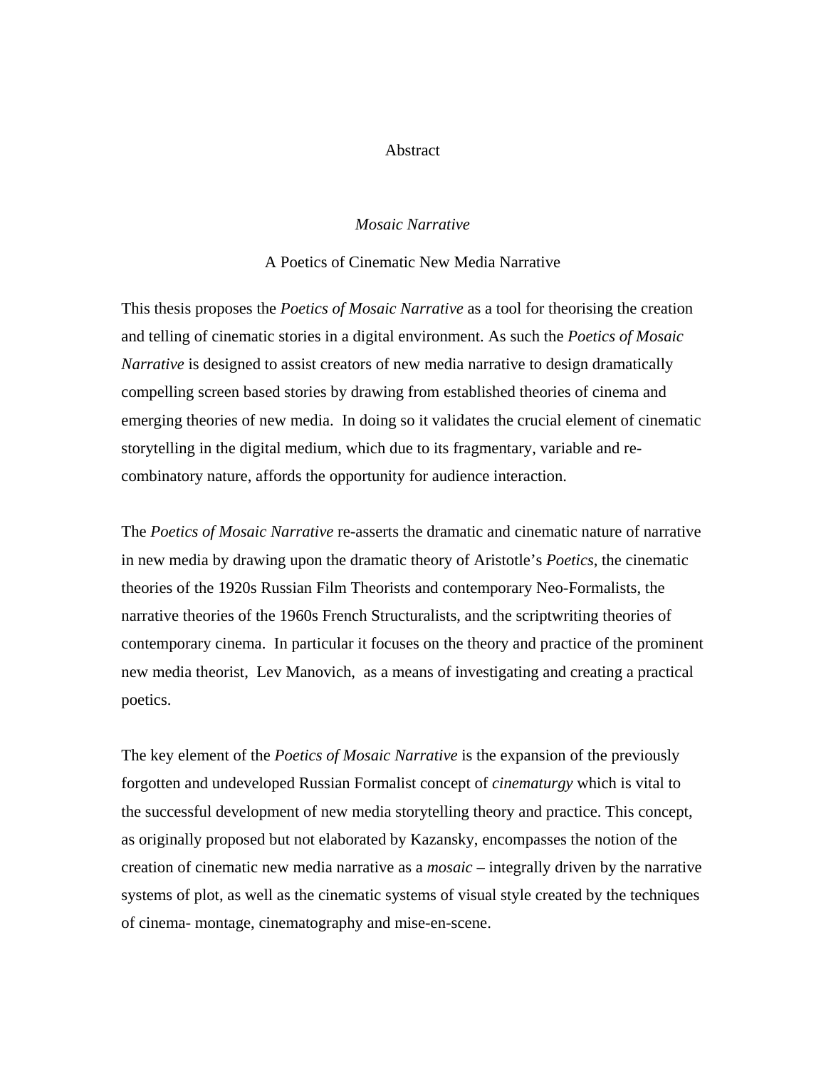# Abstract

## *Mosaic Narrative*

### A Poetics of Cinematic New Media Narrative

This thesis proposes the *Poetics of Mosaic Narrative* as a tool for theorising the creation and telling of cinematic stories in a digital environment. As such the *Poetics of Mosaic Narrative* is designed to assist creators of new media narrative to design dramatically compelling screen based stories by drawing from established theories of cinema and emerging theories of new media. In doing so it validates the crucial element of cinematic storytelling in the digital medium, which due to its fragmentary, variable and re-combinatory nature, affords the opportunity for audience interaction.

The *Poetics of Mosaic Narrative* re-asserts the dramatic and cinematic nature of narrative in new media by drawing upon the dramatic theory of Aristotle's *Poetics*, the cinematic theories of the 1920s Russian Film Theorists and contemporary Neo-Formalists, the narrative theories of the 1960s French Structuralists, and the scriptwriting theories of contemporary cinema. In particular it focuses on the theory and practice of the prominent new media theorist, Lev Manovich, as a means of investigating and creating a practical poetics.

The key element of the *Poetics of Mosaic Narrative* is the expansion of the previously forgotten and undeveloped Russian Formalist concept of *cinematurgy* which is vital to the successful development of new media storytelling theory and practice. This concept, as originally proposed but not elaborated by Kazansky, encompasses the notion of the creation of cinematic new media narrative as a *mosaic* – integrally driven by the narrative systems of plot, as well as the cinematic systems of visual style created by the techniques of cinema- montage, cinematography and mise-en-scene.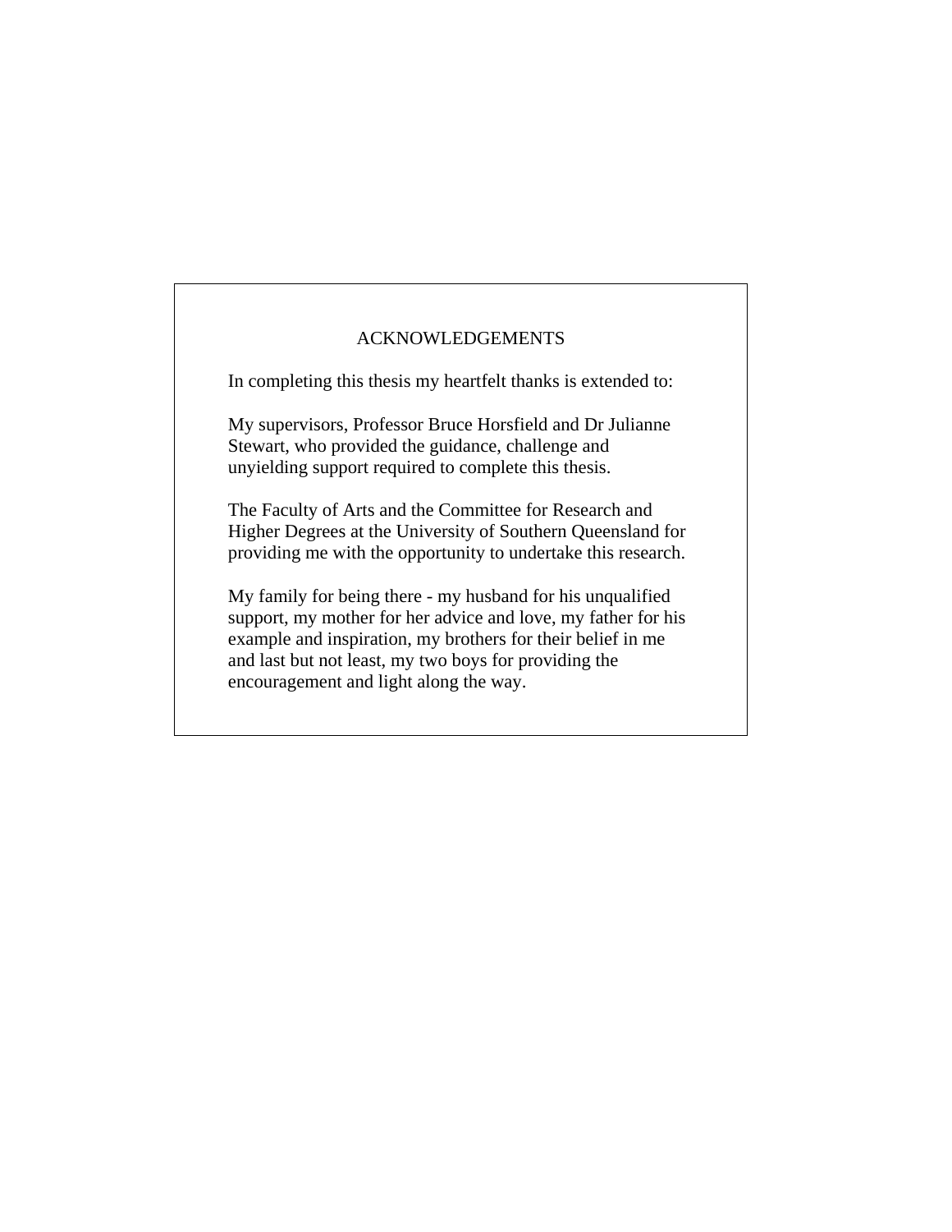# ACKNOWLEDGEMENTS

In completing this thesis my heartfelt thanks is extended to:

My supervisors, Professor Bruce Horsfield and Dr Julianne Stewart, who provided the guidance, challenge and unyielding support required to complete this thesis.

The Faculty of Arts and the Committee for Research and Higher Degrees at the University of Southern Queensland for providing me with the opportunity to undertake this research.

My family for being there - my husband for his unqualified support, my mother for her advice and love, my father for his example and inspiration, my brothers for their belief in me and last but not least, my two boys for providing the encouragement and light along the way.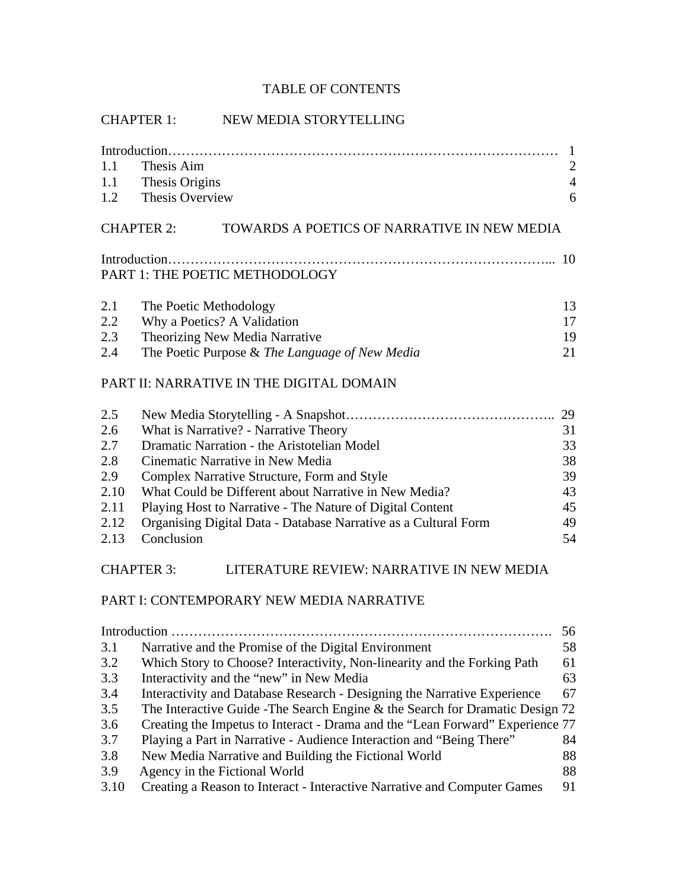# TABLE OF CONTENTS

## CHAPTER 1: NEW MEDIA STORYTELLING

| | | |
|---|---|---|
| Introduction………………………………………………………………………… | | 1 |
| 1.1 | Thesis Aim | 2 |
| 1.1 | Thesis Origins | 4 |
| 1.2 | Thesis Overview | 6 |

## CHAPTER 2: TOWARDS A POETICS OF NARRATIVE IN NEW MEDIA

| | | |
|---|---|---|
| Introduction……………………………………………………………………... | | 10 |

### PART 1: THE POETIC METHODOLOGY

| | | |
|---|---|---|
| 2.1 | The Poetic Methodology | 13 |
| 2.2 | Why a Poetics? A Validation | 17 |
| 2.3 | Theorizing New Media Narrative | 19 |
| 2.4 | The Poetic Purpose & *The Language of New Media* | 21 |

### PART II: NARRATIVE IN THE DIGITAL DOMAIN

| | | |
|---|---|---|
| 2.5 | New Media Storytelling - A Snapshot……………………………………….. | 29 |
| 2.6 | What is Narrative? - Narrative Theory | 31 |
| 2.7 | Dramatic Narration - the Aristotelian Model | 33 |
| 2.8 | Cinematic Narrative in New Media | 38 |
| 2.9 | Complex Narrative Structure, Form and Style | 39 |
| 2.10 | What Could be Different about Narrative in New Media? | 43 |
| 2.11 | Playing Host to Narrative - The Nature of Digital Content | 45 |
| 2.12 | Organising Digital Data - Database Narrative as a Cultural Form | 49 |
| 2.13 | Conclusion | 54 |

## CHAPTER 3: LITERATURE REVIEW: NARRATIVE IN NEW MEDIA

### PART I: CONTEMPORARY NEW MEDIA NARRATIVE

| | | |
|---|---|---|
| Introduction ………………………………………………………………………. | | 56 |
| 3.1 | Narrative and the Promise of the Digital Environment | 58 |
| 3.2 | Which Story to Choose? Interactivity, Non-linearity and the Forking Path | 61 |
| 3.3 | Interactivity and the "new" in New Media | 63 |
| 3.4 | Interactivity and Database Research - Designing the Narrative Experience | 67 |
| 3.5 | The Interactive Guide -The Search Engine & the Search for Dramatic Design | 72 |
| 3.6 | Creating the Impetus to Interact - Drama and the "Lean Forward" Experience | 77 |
| 3.7 | Playing a Part in Narrative - Audience Interaction and "Being There" | 84 |
| 3.8 | New Media Narrative and Building the Fictional World | 88 |
| 3.9 | Agency in the Fictional World | 88 |
| 3.10 | Creating a Reason to Interact - Interactive Narrative and Computer Games | 91 |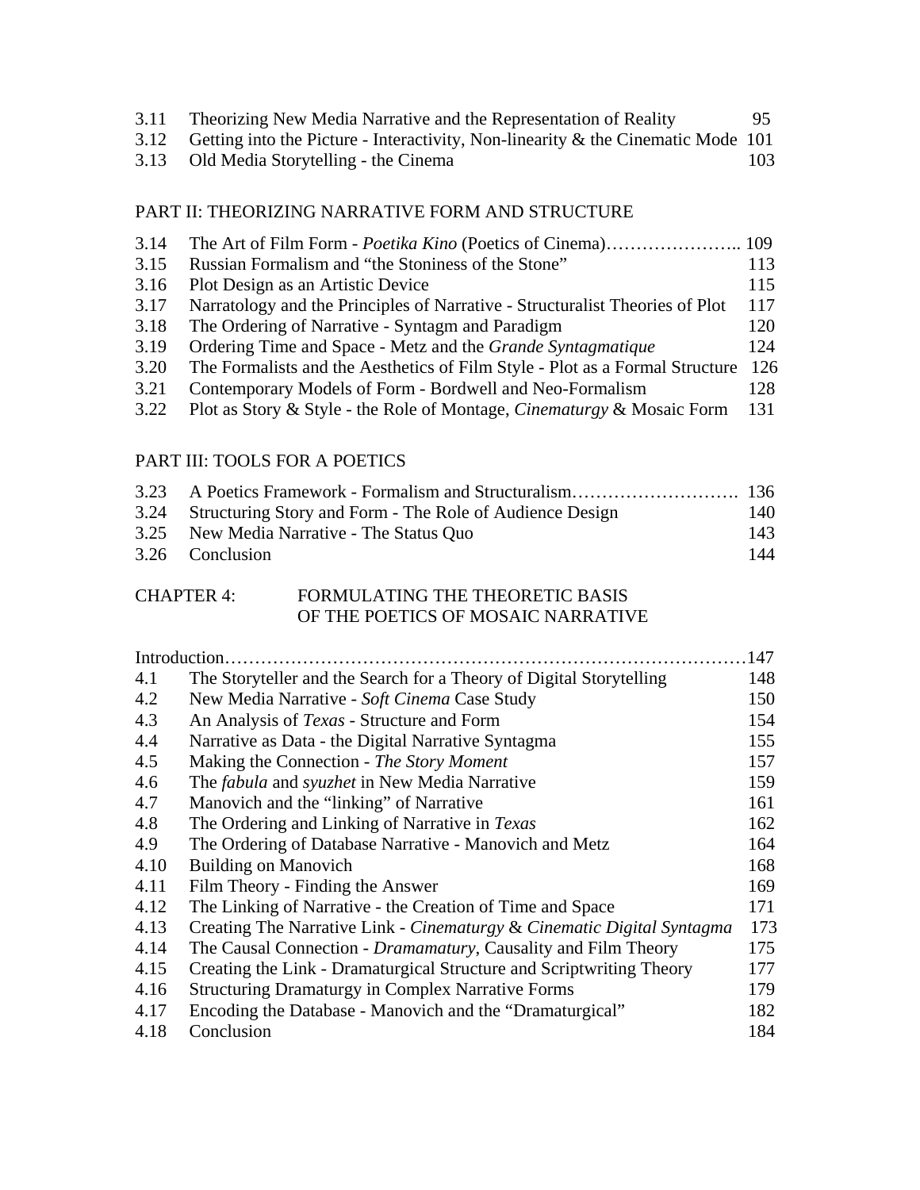| | | |
|---|---|---|
| 3.11 | Theorizing New Media Narrative and the Representation of Reality | 95 |
| 3.12 | Getting into the Picture - Interactivity, Non-linearity & the Cinematic Mode | 101 |
| 3.13 | Old Media Storytelling - the Cinema | 103 |

## PART II: THEORIZING NARRATIVE FORM AND STRUCTURE

| | | |
|---|---|---|
| 3.14 | The Art of Film Form - *Poetika Kino* (Poetics of Cinema)………………….. | 109 |
| 3.15 | Russian Formalism and "the Stoniness of the Stone" | 113 |
| 3.16 | Plot Design as an Artistic Device | 115 |
| 3.17 | Narratology and the Principles of Narrative - Structuralist Theories of Plot | 117 |
| 3.18 | The Ordering of Narrative - Syntagm and Paradigm | 120 |
| 3.19 | Ordering Time and Space - Metz and the *Grande Syntagmatique* | 124 |
| 3.20 | The Formalists and the Aesthetics of Film Style - Plot as a Formal Structure | 126 |
| 3.21 | Contemporary Models of Form - Bordwell and Neo-Formalism | 128 |
| 3.22 | Plot as Story & Style - the Role of Montage, *Cinematurgy* & Mosaic Form | 131 |

## PART III: TOOLS FOR A POETICS

| | | |
|---|---|---|
| 3.23 | A Poetics Framework - Formalism and Structuralism………………………. | 136 |
| 3.24 | Structuring Story and Form - The Role of Audience Design | 140 |
| 3.25 | New Media Narrative - The Status Quo | 143 |
| 3.26 | Conclusion | 144 |

## CHAPTER 4: FORMULATING THE THEORETIC BASIS OF THE POETICS OF MOSAIC NARRATIVE

| | | |
|---|---|---|
| Introduction…………………………………………………………………… | | 147 |
| 4.1 | The Storyteller and the Search for a Theory of Digital Storytelling | 148 |
| 4.2 | New Media Narrative - *Soft Cinema* Case Study | 150 |
| 4.3 | An Analysis of *Texas* - Structure and Form | 154 |
| 4.4 | Narrative as Data - the Digital Narrative Syntagma | 155 |
| 4.5 | Making the Connection - *The Story Moment* | 157 |
| 4.6 | The *fabula* and *syuzhet* in New Media Narrative | 159 |
| 4.7 | Manovich and the "linking" of Narrative | 161 |
| 4.8 | The Ordering and Linking of Narrative in *Texas* | 162 |
| 4.9 | The Ordering of Database Narrative - Manovich and Metz | 164 |
| 4.10 | Building on Manovich | 168 |
| 4.11 | Film Theory - Finding the Answer | 169 |
| 4.12 | The Linking of Narrative - the Creation of Time and Space | 171 |
| 4.13 | Creating The Narrative Link - *Cinematurgy* & *Cinematic Digital Syntagma* | 173 |
| 4.14 | The Causal Connection - *Dramamatury*, Causality and Film Theory | 175 |
| 4.15 | Creating the Link - Dramaturgical Structure and Scriptwriting Theory | 177 |
| 4.16 | Structuring Dramaturgy in Complex Narrative Forms | 179 |
| 4.17 | Encoding the Database - Manovich and the "Dramaturgical" | 182 |
| 4.18 | Conclusion | 184 |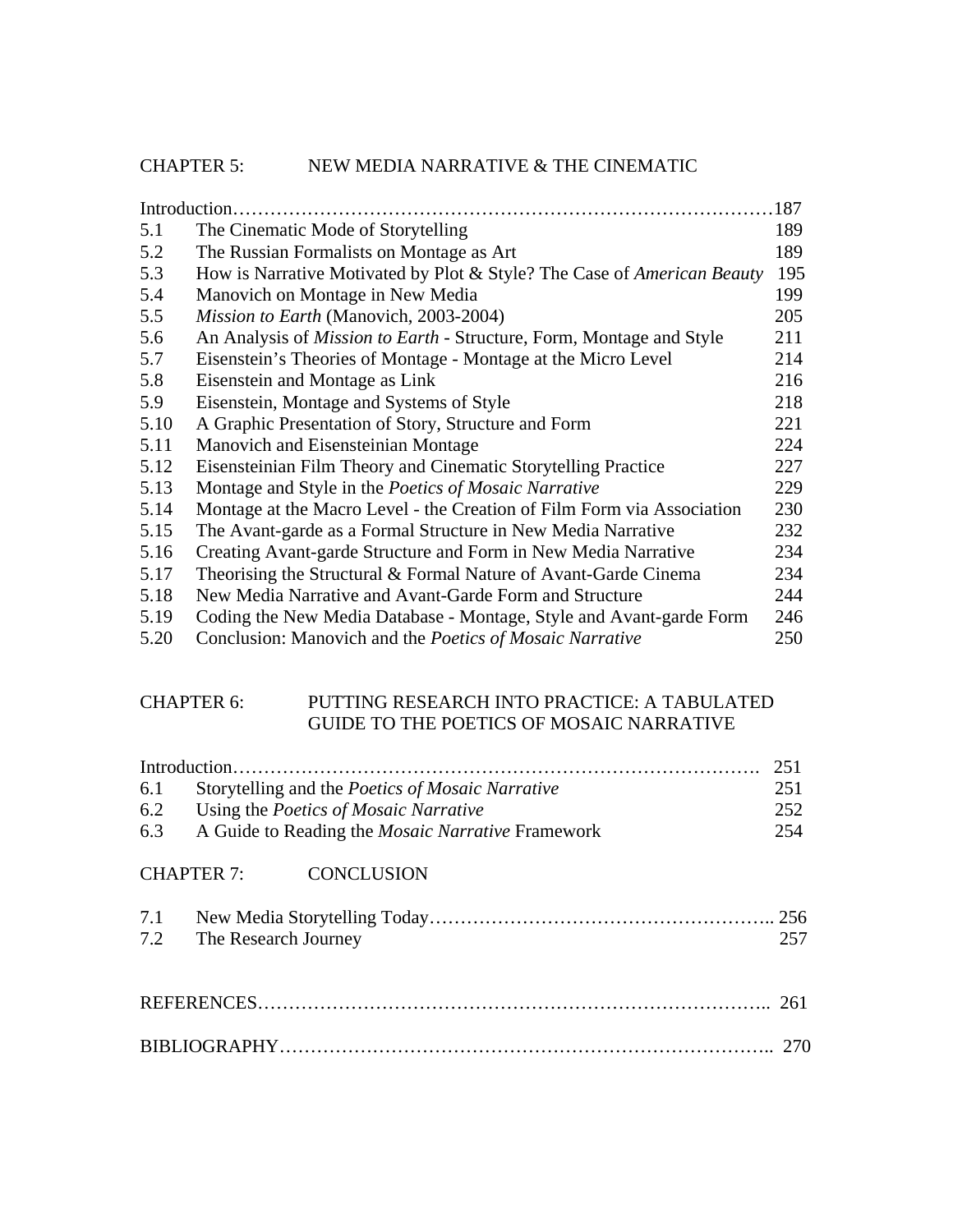## CHAPTER 5: NEW MEDIA NARRATIVE & THE CINEMATIC

| | | |
|---|---|---|
| Introduction | | 187 |
| 5.1 | The Cinematic Mode of Storytelling | 189 |
| 5.2 | The Russian Formalists on Montage as Art | 189 |
| 5.3 | How is Narrative Motivated by Plot & Style? The Case of *American Beauty* | 195 |
| 5.4 | Manovich on Montage in New Media | 199 |
| 5.5 | *Mission to Earth* (Manovich, 2003-2004) | 205 |
| 5.6 | An Analysis of *Mission to Earth* - Structure, Form, Montage and Style | 211 |
| 5.7 | Eisenstein's Theories of Montage - Montage at the Micro Level | 214 |
| 5.8 | Eisenstein and Montage as Link | 216 |
| 5.9 | Eisenstein, Montage and Systems of Style | 218 |
| 5.10 | A Graphic Presentation of Story, Structure and Form | 221 |
| 5.11 | Manovich and Eisensteinian Montage | 224 |
| 5.12 | Eisensteinian Film Theory and Cinematic Storytelling Practice | 227 |
| 5.13 | Montage and Style in the *Poetics of Mosaic Narrative* | 229 |
| 5.14 | Montage at the Macro Level - the Creation of Film Form via Association | 230 |
| 5.15 | The Avant-garde as a Formal Structure in New Media Narrative | 232 |
| 5.16 | Creating Avant-garde Structure and Form in New Media Narrative | 234 |
| 5.17 | Theorising the Structural & Formal Nature of Avant-Garde Cinema | 234 |
| 5.18 | New Media Narrative and Avant-Garde Form and Structure | 244 |
| 5.19 | Coding the New Media Database - Montage, Style and Avant-garde Form | 246 |
| 5.20 | Conclusion: Manovich and the *Poetics of Mosaic Narrative* | 250 |

## CHAPTER 6: PUTTING RESEARCH INTO PRACTICE: A TABULATED GUIDE TO THE POETICS OF MOSAIC NARRATIVE

| | | |
|---|---|---|
| Introduction | | 251 |
| 6.1 | Storytelling and the *Poetics of Mosaic Narrative* | 251 |
| 6.2 | Using the *Poetics of Mosaic Narrative* | 252 |
| 6.3 | A Guide to Reading the *Mosaic Narrative* Framework | 254 |

## CHAPTER 7: CONCLUSION

| | | |
|---|---|---|
| 7.1 | New Media Storytelling Today | 256 |
| 7.2 | The Research Journey | 257 |

REFERENCES………………………………………………………………….. 261

BIBLIOGRAPHY……………………………………………………………….. 270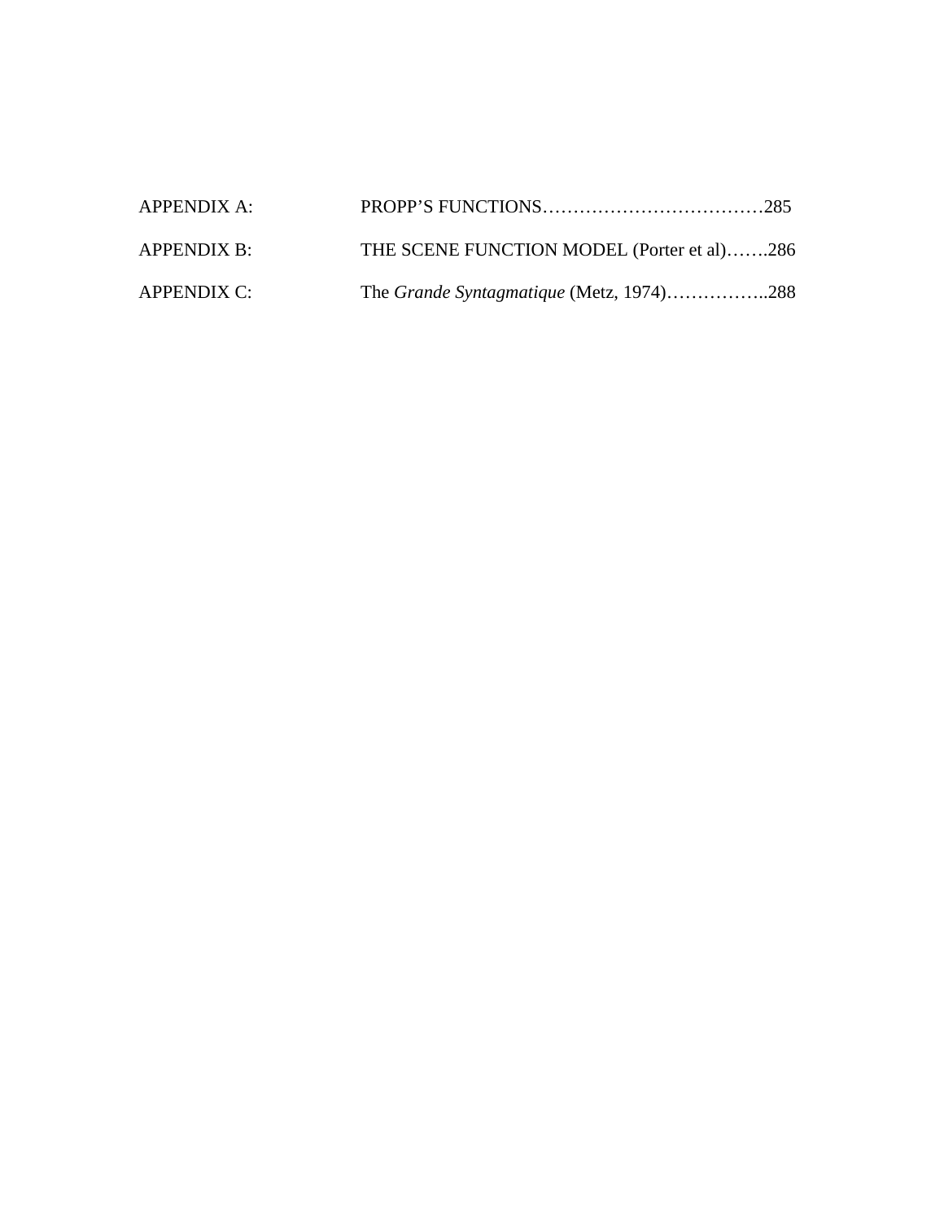APPENDIX A: PROPP'S FUNCTIONS………………………………285

APPENDIX B: THE SCENE FUNCTION MODEL (Porter et al)…….286

APPENDIX C: The *Grande Syntagmatique* (Metz, 1974)……………..288